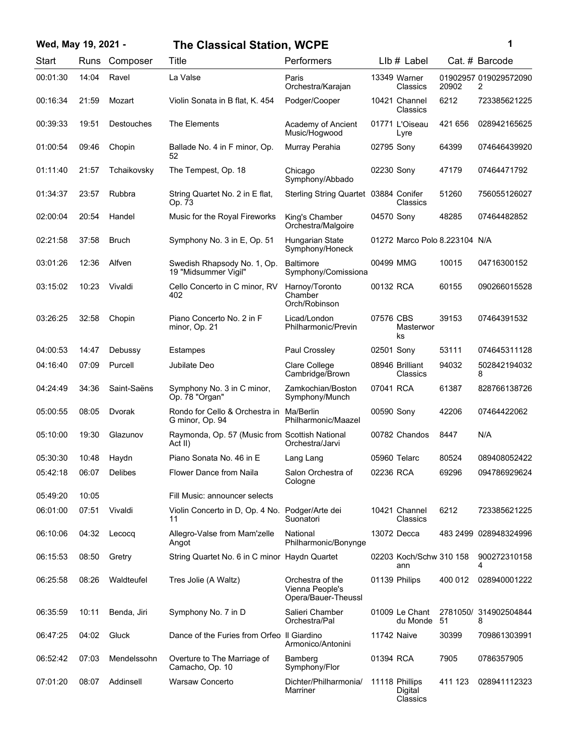# The Classical Station, WCPE

**Wed, May 19, 2021 -**

| Start | Runs | Composer | Title | Performers | Llb # | Label | Cat. # | Barcode |
|---|---|---|---|---|---|---|---|---|
| 00:01:30 | 14:04 | Ravel | La Valse | Paris Orchestra/Karajan | 13349 | Warner Classics | 0190295720902 | 0190295720902 |
| 00:16:34 | 21:59 | Mozart | Violin Sonata in B flat, K. 454 | Podger/Cooper | 10421 | Channel Classics | 6212 | 723385621225 |
| 00:39:33 | 19:51 | Destouches | The Elements | Academy of Ancient Music/Hogwood | 01771 | L'Oiseau Lyre | 421 656 | 028942165625 |
| 01:00:54 | 09:46 | Chopin | Ballade No. 4 in F minor, Op. 52 | Murray Perahia | 02795 | Sony | 64399 | 074646439920 |
| 01:11:40 | 21:57 | Tchaikovsky | The Tempest, Op. 18 | Chicago Symphony/Abbado | 02230 | Sony | 47179 | 07464471792 |
| 01:34:37 | 23:57 | Rubbra | String Quartet No. 2 in E flat, Op. 73 | Sterling String Quartet | 03884 | Conifer Classics | 51260 | 756055126027 |
| 02:00:04 | 20:54 | Handel | Music for the Royal Fireworks | King's Chamber Orchestra/Malgoire | 04570 | Sony | 48285 | 07464482852 |
| 02:21:58 | 37:58 | Bruch | Symphony No. 3 in E, Op. 51 | Hungarian State Symphony/Honeck | 01272 | Marco Polo | 8.223104 | N/A |
| 03:01:26 | 12:36 | Alfven | Swedish Rhapsody No. 1, Op. 19 "Midsummer Vigil" | Baltimore Symphony/Comissiona | 00499 | MMG | 10015 | 04716300152 |
| 03:15:02 | 10:23 | Vivaldi | Cello Concerto in C minor, RV 402 | Harnoy/Toronto Chamber Orch/Robinson | 00132 | RCA | 60155 | 090266015528 |
| 03:26:25 | 32:58 | Chopin | Piano Concerto No. 2 in F minor, Op. 21 | Licad/London Philharmonic/Previn | 07576 | CBS Masterworks | 39153 | 07464391532 |
| 04:00:53 | 14:47 | Debussy | Estampes | Paul Crossley | 02501 | Sony | 53111 | 074645311128 |
| 04:16:40 | 07:09 | Purcell | Jubilate Deo | Clare College Cambridge/Brown | 08946 | Brilliant Classics | 94032 | 5028421940328 |
| 04:24:49 | 34:36 | Saint-Saëns | Symphony No. 3 in C minor, Op. 78 "Organ" | Zamkochian/Boston Symphony/Munch | 07041 | RCA | 61387 | 828766138726 |
| 05:00:55 | 08:05 | Dvorak | Rondo for Cello & Orchestra in G minor, Op. 94 | Ma/Berlin Philharmonic/Maazel | 00590 | Sony | 42206 | 07464422062 |
| 05:10:00 | 19:30 | Glazunov | Raymonda, Op. 57 (Music from Act II) | Scottish National Orchestra/Jarvi | 00782 | Chandos | 8447 | N/A |
| 05:30:30 | 10:48 | Haydn | Piano Sonata No. 46 in E | Lang Lang | 05960 | Telarc | 80524 | 089408052422 |
| 05:42:18 | 06:07 | Delibes | Flower Dance from Naila | Salon Orchestra of Cologne | 02236 | RCA | 69296 | 094786929624 |
| 05:49:20 | 10:05 | | Fill Music: announcer selects | | | | | |
| 06:01:00 | 07:51 | Vivaldi | Violin Concerto in D, Op. 4 No. 11 | Podger/Arte dei Suonatori | 10421 | Channel Classics | 6212 | 723385621225 |
| 06:10:06 | 04:32 | Lecocq | Allegro-Valse from Mam'zelle Angot | National Philharmonic/Bonynge | 13072 | Decca | 483 2499 | 028948324996 |
| 06:15:53 | 08:50 | Gretry | String Quartet No. 6 in C minor | Haydn Quartet | 02203 | Koch/Schwann | 310 158 | 9002723101584 |
| 06:25:58 | 08:26 | Waldteufel | Tres Jolie (A Waltz) | Orchestra of the Vienna People's Opera/Bauer-Theussl | 01139 | Philips | 400 012 | 028940001222 |
| 06:35:59 | 10:11 | Benda, Jiri | Symphony No. 7 in D | Salieri Chamber Orchestra/Pal | 01009 | Le Chant du Monde | 2781050/51 | 3149025048448 |
| 06:47:25 | 04:02 | Gluck | Dance of the Furies from Orfeo | Il Giardino Armonico/Antonini | 11742 | Naive | 30399 | 709861303991 |
| 06:52:42 | 07:03 | Mendelssohn | Overture to The Marriage of Camacho, Op. 10 | Bamberg Symphony/Flor | 01394 | RCA | 7905 | 0786357905 |
| 07:01:20 | 08:07 | Addinsell | Warsaw Concerto | Dichter/Philharmonia/Marriner | 11118 | Phillips Digital Classics | 411 123 | 028941112323 |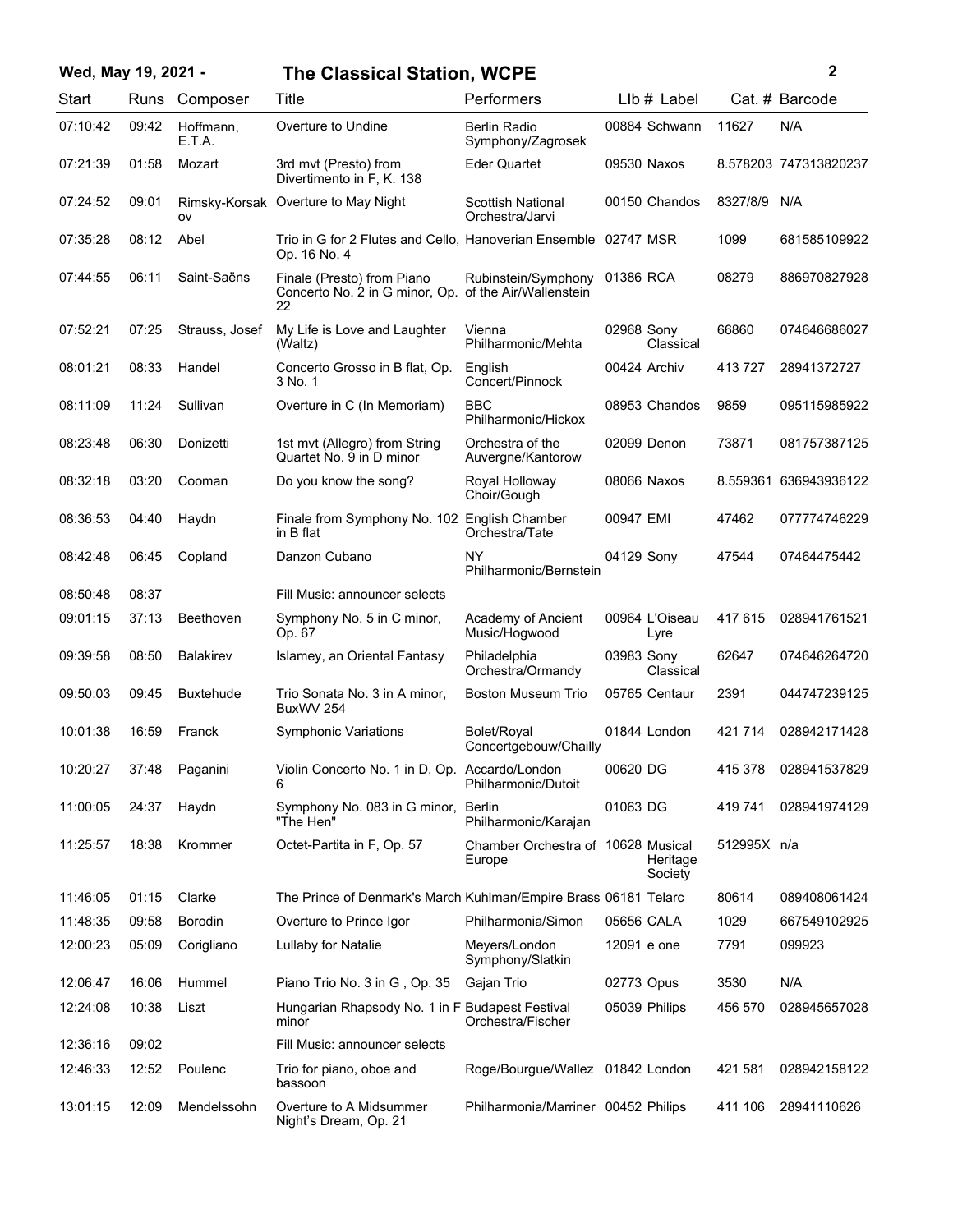# The Classical Station, WCPE

Wed, May 19, 2021 -

| Start | Runs | Composer | Title | Performers | LIb # | Label | Cat. # | Barcode |
|---|---|---|---|---|---|---|---|---|
| 07:10:42 | 09:42 | Hoffmann, E.T.A. | Overture to Undine | Berlin Radio Symphony/Zagrosek | 00884 | Schwann | 11627 | N/A |
| 07:21:39 | 01:58 | Mozart | 3rd mvt (Presto) from Divertimento in F, K. 138 | Eder Quartet | 09530 | Naxos | 8.578203 | 747313820237 |
| 07:24:52 | 09:01 | Rimsky-Korsakov | Overture to May Night | Scottish National Orchestra/Jarvi | 00150 | Chandos | 8327/8/9 | N/A |
| 07:35:28 | 08:12 | Abel | Trio in G for 2 Flutes and Cello, Op. 16 No. 4 | Hanoverian Ensemble | 02747 | MSR | 1099 | 681585109922 |
| 07:44:55 | 06:11 | Saint-Saëns | Finale (Presto) from Piano Concerto No. 2 in G minor, Op. 22 | Rubinstein/Symphony of the Air/Wallenstein | 01386 | RCA | 08279 | 886970827928 |
| 07:52:21 | 07:25 | Strauss, Josef | My Life is Love and Laughter (Waltz) | Vienna Philharmonic/Mehta | 02968 | Sony Classical | 66860 | 074646686027 |
| 08:01:21 | 08:33 | Handel | Concerto Grosso in B flat, Op. 3 No. 1 | English Concert/Pinnock | 00424 | Archiv | 413 727 | 28941372727 |
| 08:11:09 | 11:24 | Sullivan | Overture in C (In Memoriam) | BBC Philharmonic/Hickox | 08953 | Chandos | 9859 | 095115985922 |
| 08:23:48 | 06:30 | Donizetti | 1st mvt (Allegro) from String Quartet No. 9 in D minor | Orchestra of the Auvergne/Kantorow | 02099 | Denon | 73871 | 081757387125 |
| 08:32:18 | 03:20 | Cooman | Do you know the song? | Royal Holloway Choir/Gough | 08066 | Naxos | 8.559361 | 636943936122 |
| 08:36:53 | 04:40 | Haydn | Finale from Symphony No. 102 in B flat | English Chamber Orchestra/Tate | 00947 | EMI | 47462 | 077774746229 |
| 08:42:48 | 06:45 | Copland | Danzon Cubano | NY Philharmonic/Bernstein | 04129 | Sony | 47544 | 07464475442 |
| 08:50:48 | 08:37 | | Fill Music: announcer selects | | | | | |
| 09:01:15 | 37:13 | Beethoven | Symphony No. 5 in C minor, Op. 67 | Academy of Ancient Music/Hogwood | 00964 | L'Oiseau Lyre | 417 615 | 028941761521 |
| 09:39:58 | 08:50 | Balakirev | Islamey, an Oriental Fantasy | Philadelphia Orchestra/Ormandy | 03983 | Sony Classical | 62647 | 074646264720 |
| 09:50:03 | 09:45 | Buxtehude | Trio Sonata No. 3 in A minor, BuxWV 254 | Boston Museum Trio | 05765 | Centaur | 2391 | 044747239125 |
| 10:01:38 | 16:59 | Franck | Symphonic Variations | Bolet/Royal Concertgebouw/Chailly | 01844 | London | 421 714 | 028942171428 |
| 10:20:27 | 37:48 | Paganini | Violin Concerto No. 1 in D, Op. 6 | Accardo/London Philharmonic/Dutoit | 00620 | DG | 415 378 | 028941537829 |
| 11:00:05 | 24:37 | Haydn | Symphony No. 083 in G minor, "The Hen" | Berlin Philharmonic/Karajan | 01063 | DG | 419 741 | 028941974129 |
| 11:25:57 | 18:38 | Krommer | Octet-Partita in F, Op. 57 | Chamber Orchestra of Europe | 10628 | Musical Heritage Society | 512995X | n/a |
| 11:46:05 | 01:15 | Clarke | The Prince of Denmark's March | Kuhlman/Empire Brass | 06181 | Telarc | 80614 | 089408061424 |
| 11:48:35 | 09:58 | Borodin | Overture to Prince Igor | Philharmonia/Simon | 05656 | CALA | 1029 | 667549102925 |
| 12:00:23 | 05:09 | Corigliano | Lullaby for Natalie | Meyers/London Symphony/Slatkin | 12091 | e one | 7791 | 099923 |
| 12:06:47 | 16:06 | Hummel | Piano Trio No. 3 in G , Op. 35 | Gajan Trio | 02773 | Opus | 3530 | N/A |
| 12:24:08 | 10:38 | Liszt | Hungarian Rhapsody No. 1 in F minor | Budapest Festival Orchestra/Fischer | 05039 | Philips | 456 570 | 028945657028 |
| 12:36:16 | 09:02 | | Fill Music: announcer selects | | | | | |
| 12:46:33 | 12:52 | Poulenc | Trio for piano, oboe and bassoon | Roge/Bourgue/Wallez | 01842 | London | 421 581 | 028942158122 |
| 13:01:15 | 12:09 | Mendelssohn | Overture to A Midsummer Night's Dream, Op. 21 | Philharmonia/Marriner | 00452 | Philips | 411 106 | 28941110626 |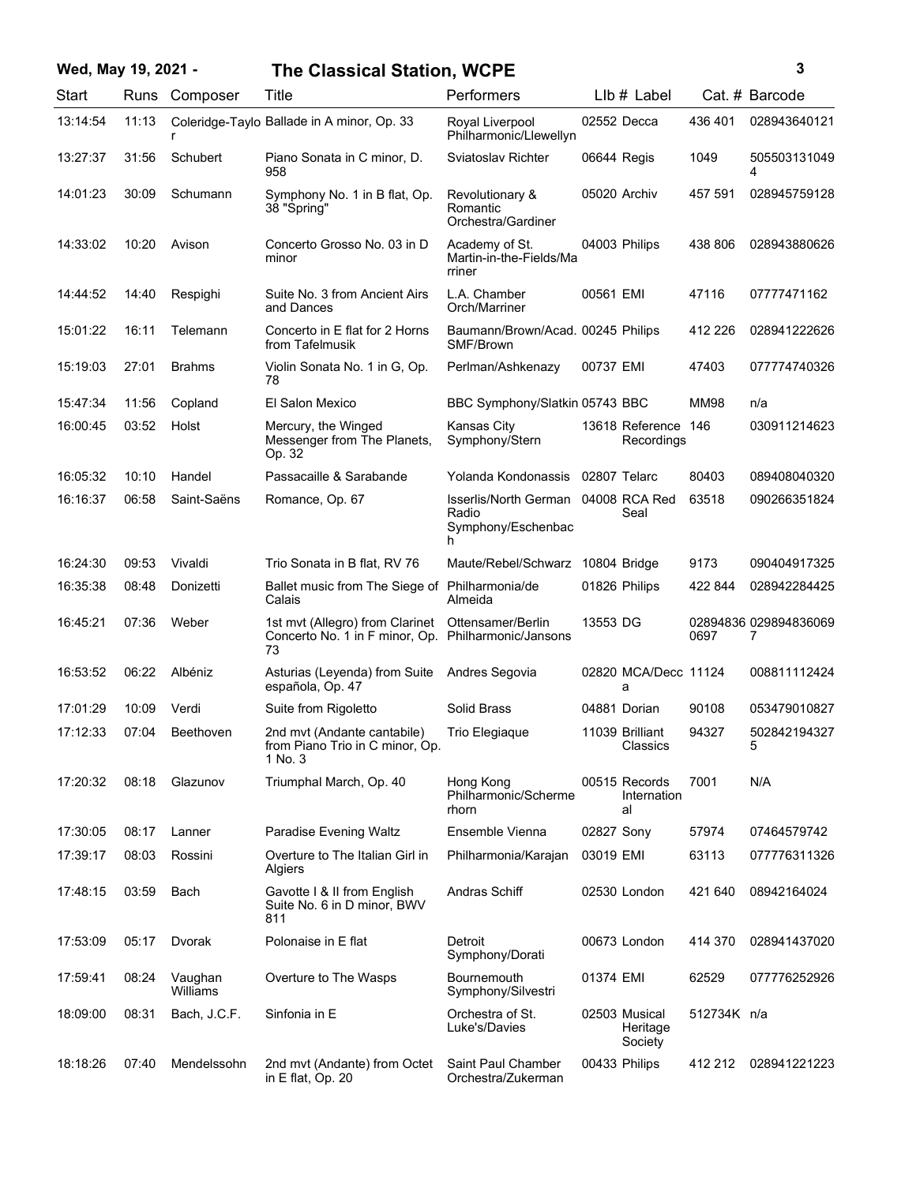**Wed, May 19, 2021 - The Classical Station, WCPE**

| Start | Runs | Composer | Title | Performers | Llb # | Label | Cat. # | Barcode |
|---|---|---|---|---|---|---|---|---|
| 13:14:54 | 11:13 | Coleridge-Taylor | Ballade in A minor, Op. 33 | Royal Liverpool Philharmonic/Llewellyn | 02552 | Decca | 436 401 | 028943640121 |
| 13:27:37 | 31:56 | Schubert | Piano Sonata in C minor, D. 958 | Sviatoslav Richter | 06644 | Regis | 1049 | 5055031310494 |
| 14:01:23 | 30:09 | Schumann | Symphony No. 1 in B flat, Op. 38 "Spring" | Revolutionary & Romantic Orchestra/Gardiner | 05020 | Archiv | 457 591 | 028945759128 |
| 14:33:02 | 10:20 | Avison | Concerto Grosso No. 03 in D minor | Academy of St. Martin-in-the-Fields/Marriner | 04003 | Philips | 438 806 | 028943880626 |
| 14:44:52 | 14:40 | Respighi | Suite No. 3 from Ancient Airs and Dances | L.A. Chamber Orch/Marriner | 00561 | EMI | 47116 | 07777471162 |
| 15:01:22 | 16:11 | Telemann | Concerto in E flat for 2 Horns from Tafelmusik | Baumann/Brown/Acad. SMF/Brown | 00245 | Philips | 412 226 | 028941222626 |
| 15:19:03 | 27:01 | Brahms | Violin Sonata No. 1 in G, Op. 78 | Perlman/Ashkenazy | 00737 | EMI | 47403 | 077774740326 |
| 15:47:34 | 11:56 | Copland | El Salon Mexico | BBC Symphony/Slatkin | 05743 | BBC | MM98 | n/a |
| 16:00:45 | 03:52 | Holst | Mercury, the Winged Messenger from The Planets, Op. 32 | Kansas City Symphony/Stern | 13618 | Reference Recordings | 146 | 030911214623 |
| 16:05:32 | 10:10 | Handel | Passacaille & Sarabande | Yolanda Kondonassis | 02807 | Telarc | 80403 | 089408040320 |
| 16:16:37 | 06:58 | Saint-Saëns | Romance, Op. 67 | Isserlis/North German Radio Symphony/Eschenbach | 04008 | RCA Red Seal | 63518 | 090266351824 |
| 16:24:30 | 09:53 | Vivaldi | Trio Sonata in B flat, RV 76 | Maute/Rebel/Schwarz | 10804 | Bridge | 9173 | 090404917325 |
| 16:35:38 | 08:48 | Donizetti | Ballet music from The Siege of Calais | Philharmonia/de Almeida | 01826 | Philips | 422 844 | 028942284425 |
| 16:45:21 | 07:36 | Weber | 1st mvt (Allegro) from Clarinet Concerto No. 1 in F minor, Op. 73 | Ottensamer/Berlin Philharmonic/Jansons | 13553 | DG | 028948360697 | 0298948360697 |
| 16:53:52 | 06:22 | Albéniz | Asturias (Leyenda) from Suite española, Op. 47 | Andres Segovia | 02820 | MCA/Decca | 11124 | 008811112424 |
| 17:01:29 | 10:09 | Verdi | Suite from Rigoletto | Solid Brass | 04881 | Dorian | 90108 | 053479010827 |
| 17:12:33 | 07:04 | Beethoven | 2nd mvt (Andante cantabile) from Piano Trio in C minor, Op. 1 No. 3 | Trio Elegiaque | 11039 | Brilliant Classics | 94327 | 5028421943275 |
| 17:20:32 | 08:18 | Glazunov | Triumphal March, Op. 40 | Hong Kong Philharmonic/Schermerhorn | 00515 | Records International | 7001 | N/A |
| 17:30:05 | 08:17 | Lanner | Paradise Evening Waltz | Ensemble Vienna | 02827 | Sony | 57974 | 07464579742 |
| 17:39:17 | 08:03 | Rossini | Overture to The Italian Girl in Algiers | Philharmonia/Karajan | 03019 | EMI | 63113 | 077776311326 |
| 17:48:15 | 03:59 | Bach | Gavotte I & II from English Suite No. 6 in D minor, BWV 811 | Andras Schiff | 02530 | London | 421 640 | 08942164024 |
| 17:53:09 | 05:17 | Dvorak | Polonaise in E flat | Detroit Symphony/Dorati | 00673 | London | 414 370 | 028941437020 |
| 17:59:41 | 08:24 | Vaughan Williams | Overture to The Wasps | Bournemouth Symphony/Silvestri | 01374 | EMI | 62529 | 077776252926 |
| 18:09:00 | 08:31 | Bach, J.C.F. | Sinfonia in E | Orchestra of St. Luke's/Davies | 02503 | Musical Heritage Society | 512734K | n/a |
| 18:18:26 | 07:40 | Mendelssohn | 2nd mvt (Andante) from Octet in E flat, Op. 20 | Saint Paul Chamber Orchestra/Zukerman | 00433 | Philips | 412 212 | 028941221223 |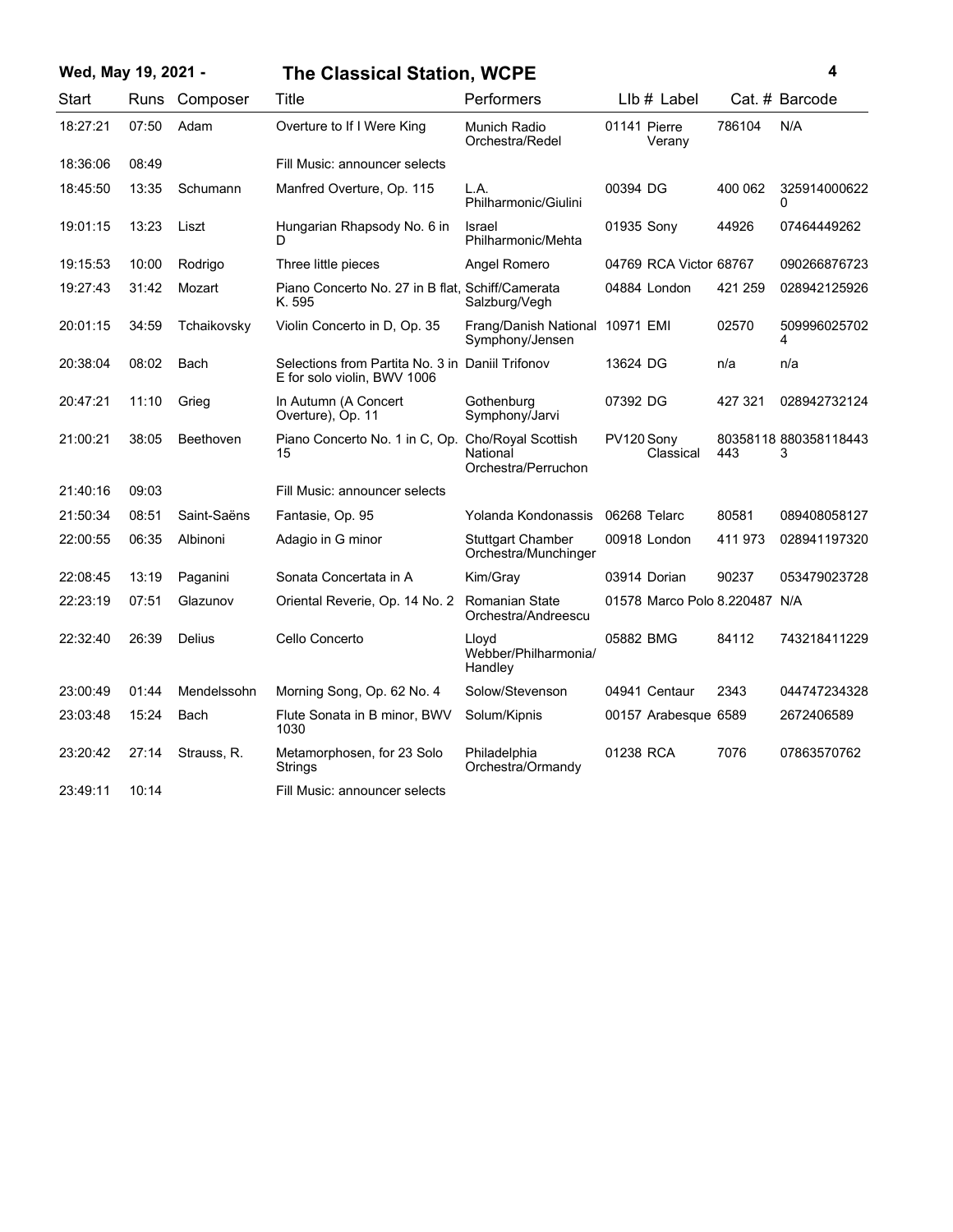**Wed, May 19, 2021 -** **The Classical Station, WCPE**

| Start | Runs | Composer | Title | Performers | LIb # | Label | Cat. # | Barcode |
|---|---|---|---|---|---|---|---|---|
| 18:27:21 | 07:50 | Adam | Overture to If I Were King | Munich Radio Orchestra/Redel | 01141 | Pierre Verany | 786104 | N/A |
| 18:36:06 | 08:49 | | Fill Music: announcer selects | | | | | |
| 18:45:50 | 13:35 | Schumann | Manfred Overture, Op. 115 | L.A. Philharmonic/Giulini | 00394 | DG | 400 062 | 3259140006220 |
| 19:01:15 | 13:23 | Liszt | Hungarian Rhapsody No. 6 in D | Israel Philharmonic/Mehta | 01935 | Sony | 44926 | 07464449262 |
| 19:15:53 | 10:00 | Rodrigo | Three little pieces | Angel Romero | 04769 | RCA Victor | 68767 | 090266876723 |
| 19:27:43 | 31:42 | Mozart | Piano Concerto No. 27 in B flat, K. 595 | Schiff/Camerata Salzburg/Vegh | 04884 | London | 421 259 | 028942125926 |
| 20:01:15 | 34:59 | Tchaikovsky | Violin Concerto in D, Op. 35 | Frang/Danish National Symphony/Jensen | 10971 | EMI | 02570 | 5099960257024 |
| 20:38:04 | 08:02 | Bach | Selections from Partita No. 3 in E for solo violin, BWV 1006 | Daniil Trifonov | 13624 | DG | n/a | n/a |
| 20:47:21 | 11:10 | Grieg | In Autumn (A Concert Overture), Op. 11 | Gothenburg Symphony/Jarvi | 07392 | DG | 427 321 | 028942732124 |
| 21:00:21 | 38:05 | Beethoven | Piano Concerto No. 1 in C, Op. 15 | Cho/Royal Scottish National Orchestra/Perruchon | PV120 | Sony Classical | 80358118443 | 8803581184433 |
| 21:40:16 | 09:03 | | Fill Music: announcer selects | | | | | |
| 21:50:34 | 08:51 | Saint-Saëns | Fantasie, Op. 95 | Yolanda Kondonassis | 06268 | Telarc | 80581 | 089408058127 |
| 22:00:55 | 06:35 | Albinoni | Adagio in G minor | Stuttgart Chamber Orchestra/Munchinger | 00918 | London | 411 973 | 028941197320 |
| 22:08:45 | 13:19 | Paganini | Sonata Concertata in A | Kim/Gray | 03914 | Dorian | 90237 | 053479023728 |
| 22:23:19 | 07:51 | Glazunov | Oriental Reverie, Op. 14 No. 2 | Romanian State Orchestra/Andreescu | 01578 | Marco Polo | 8.220487 | N/A |
| 22:32:40 | 26:39 | Delius | Cello Concerto | Lloyd Webber/Philharmonia/Handley | 05882 | BMG | 84112 | 743218411229 |
| 23:00:49 | 01:44 | Mendelssohn | Morning Song, Op. 62 No. 4 | Solow/Stevenson | 04941 | Centaur | 2343 | 044747234328 |
| 23:03:48 | 15:24 | Bach | Flute Sonata in B minor, BWV 1030 | Solum/Kipnis | 00157 | Arabesque | 6589 | 2672406589 |
| 23:20:42 | 27:14 | Strauss, R. | Metamorphosen, for 23 Solo Strings | Philadelphia Orchestra/Ormandy | 01238 | RCA | 7076 | 07863570762 |
| 23:49:11 | 10:14 | | Fill Music: announcer selects | | | | | |